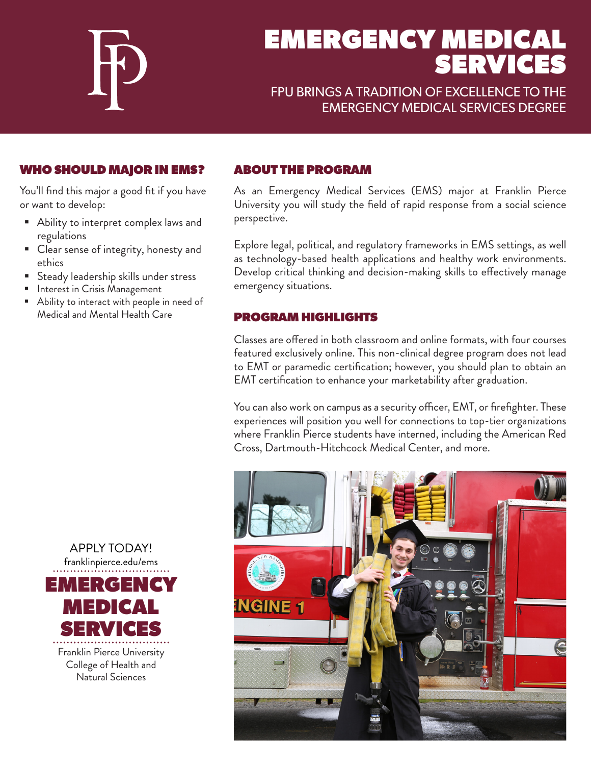# EMERGENCY MEDICAL SERVICES

FPU BRINGS A TRADITION OF EXCELLENCE TO THE EMERGENCY MEDICAL SERVICES DEGREE

## WHO SHOULD MAJOR IN EMS?

You'll find this major a good fit if you have or want to develop:

- Ability to interpret complex laws and regulations
- Clear sense of integrity, honesty and ethics
- Steady leadership skills under stress
- Interest in Crisis Management
- Ability to interact with people in need of Medical and Mental Health Care

## ABOUT THE PROGRAM

As an Emergency Medical Services (EMS) major at Franklin Pierce University you will study the field of rapid response from a social science perspective.

Explore legal, political, and regulatory frameworks in EMS settings, as well as technology-based health applications and healthy work environments. Develop critical thinking and decision-making skills to effectively manage emergency situations.

## PROGRAM HIGHLIGHTS

Classes are offered in both classroom and online formats, with four courses featured exclusively online. This non-clinical degree program does not lead to EMT or paramedic certification; however, you should plan to obtain an EMT certification to enhance your marketability after graduation.

You can also work on campus as a security officer, EMT, or firefighter. These experiences will position you well for connections to top-tier organizations where Franklin Pierce students have interned, including the American Red Cross, Dartmouth-Hitchcock Medical Center, and more.

APPLY TODAY!
franklinpierce.edu/ems

**EMERGENCY MEDICAL SERVICES**

Franklin Pierce University
College of Health and Natural Sciences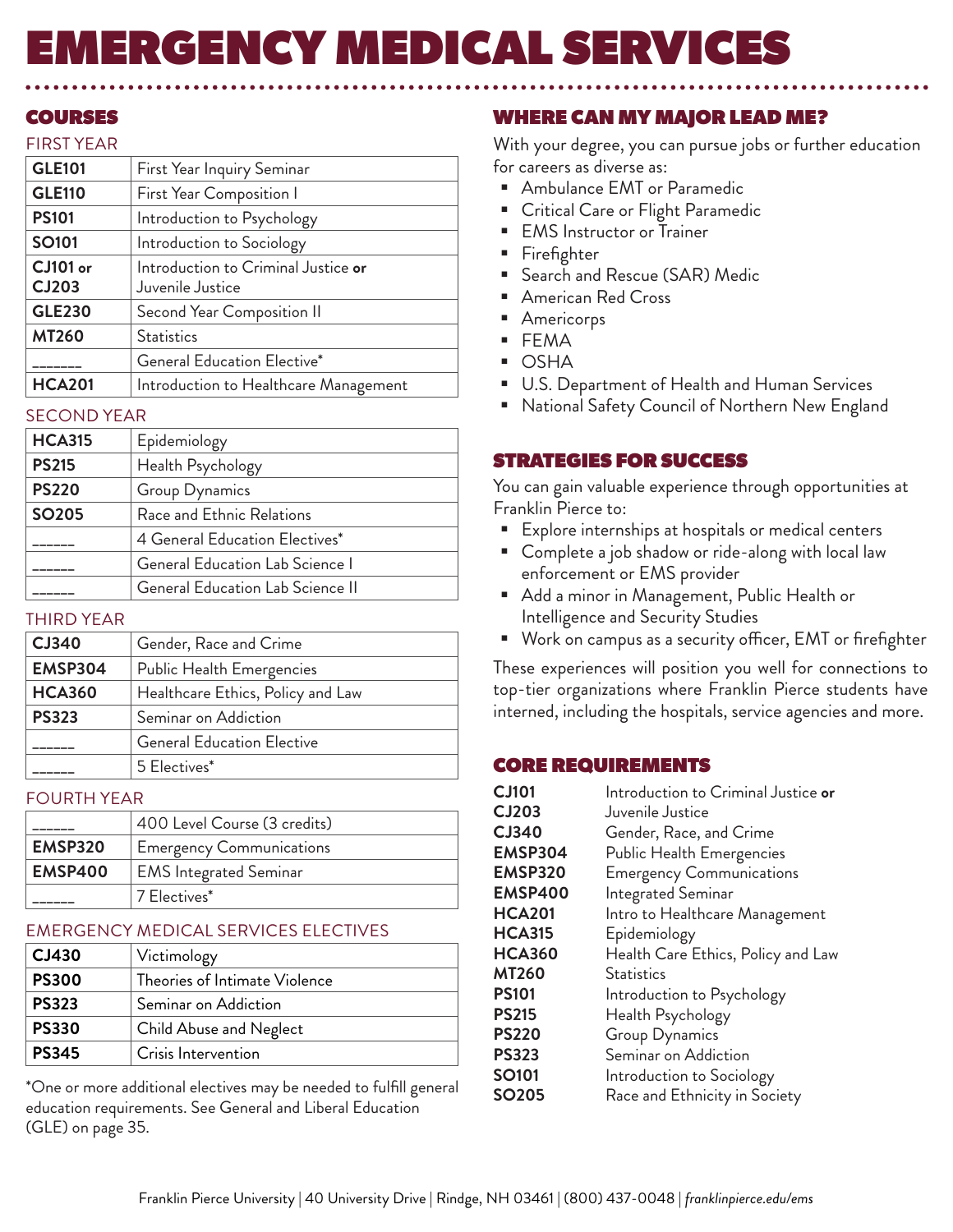# EMERGENCY MEDICAL SERVICES

## COURSES

### FIRST YEAR

| | |
|---|---|
| **GLE101** | First Year Inquiry Seminar |
| **GLE110** | First Year Composition I |
| **PS101** | Introduction to Psychology |
| **SO101** | Introduction to Sociology |
| **CJ101 or CJ203** | Introduction to Criminal Justice **or** Juvenile Justice |
| **GLE230** | Second Year Composition II |
| **MT260** | Statistics |
| _______ | General Education Elective* |
| **HCA201** | Introduction to Healthcare Management |

### SECOND YEAR

| | |
|---|---|
| **HCA315** | Epidemiology |
| **PS215** | Health Psychology |
| **PS220** | Group Dynamics |
| **SO205** | Race and Ethnic Relations |
| ______ | 4 General Education Electives* |
| ______ | General Education Lab Science I |
| ______ | General Education Lab Science II |

### THIRD YEAR

| | |
|---|---|
| **CJ340** | Gender, Race and Crime |
| **EMSP304** | Public Health Emergencies |
| **HCA360** | Healthcare Ethics, Policy and Law |
| **PS323** | Seminar on Addiction |
| ______ | General Education Elective |
| ______ | 5 Electives* |

### FOURTH YEAR

| | |
|---|---|
| ______ | 400 Level Course (3 credits) |
| **EMSP320** | Emergency Communications |
| **EMSP400** | EMS Integrated Seminar |
| ______ | 7 Electives* |

### EMERGENCY MEDICAL SERVICES ELECTIVES

| | |
|---|---|
| **CJ430** | Victimology |
| **PS300** | Theories of Intimate Violence |
| **PS323** | Seminar on Addiction |
| **PS330** | Child Abuse and Neglect |
| **PS345** | Crisis Intervention |

*One or more additional electives may be needed to fulfill general education requirements. See General and Liberal Education (GLE) on page 35.

## WHERE CAN MY MAJOR LEAD ME?

With your degree, you can pursue jobs or further education for careers as diverse as:

- Ambulance EMT or Paramedic
- Critical Care or Flight Paramedic
- EMS Instructor or Trainer
- Firefighter
- Search and Rescue (SAR) Medic
- American Red Cross
- Americorps
- FEMA
- OSHA
- U.S. Department of Health and Human Services
- National Safety Council of Northern New England

## STRATEGIES FOR SUCCESS

You can gain valuable experience through opportunities at Franklin Pierce to:

- Explore internships at hospitals or medical centers
- Complete a job shadow or ride-along with local law enforcement or EMS provider
- Add a minor in Management, Public Health or Intelligence and Security Studies
- Work on campus as a security officer, EMT or firefighter

These experiences will position you well for connections to top-tier organizations where Franklin Pierce students have interned, including the hospitals, service agencies and more.

## CORE REQUIREMENTS

| | |
|---|---|
| **CJ101** | Introduction to Criminal Justice **or** |
| **CJ203** | Juvenile Justice |
| **CJ340** | Gender, Race, and Crime |
| **EMSP304** | Public Health Emergencies |
| **EMSP320** | Emergency Communications |
| **EMSP400** | Integrated Seminar |
| **HCA201** | Intro to Healthcare Management |
| **HCA315** | Epidemiology |
| **HCA360** | Health Care Ethics, Policy and Law |
| **MT260** | Statistics |
| **PS101** | Introduction to Psychology |
| **PS215** | Health Psychology |
| **PS220** | Group Dynamics |
| **PS323** | Seminar on Addiction |
| **SO101** | Introduction to Sociology |
| **SO205** | Race and Ethnicity in Society |

Franklin Pierce University | 40 University Drive | Rindge, NH 03461 | (800) 437-0048 | *franklinpierce.edu/ems*